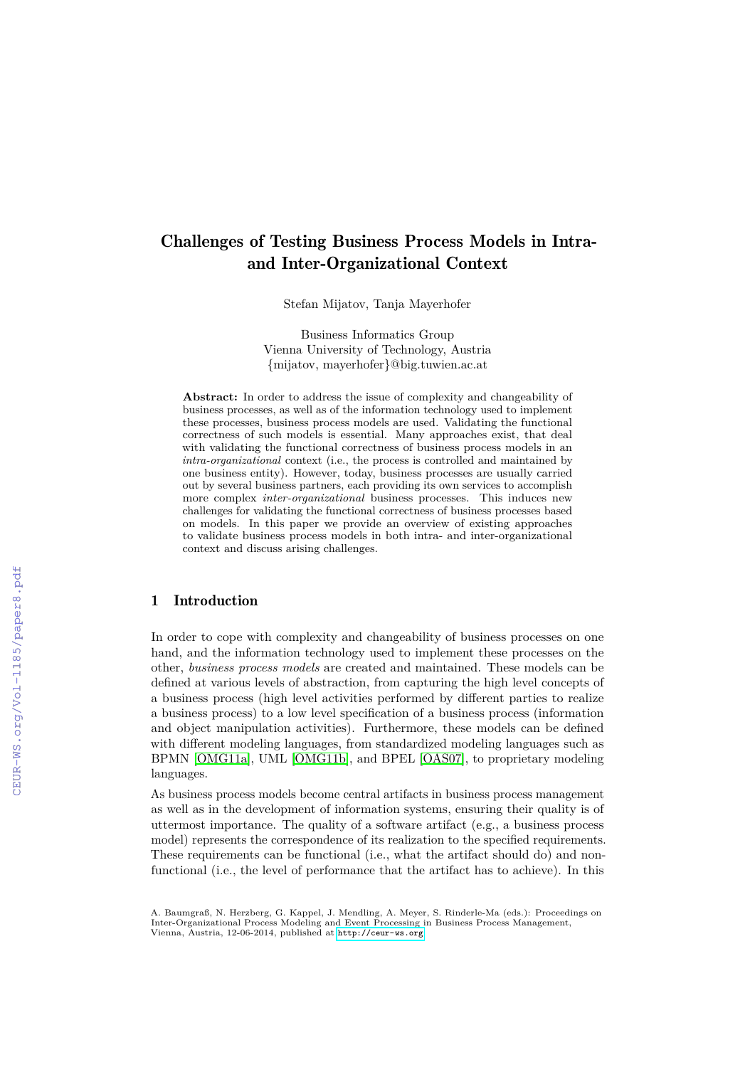# Challenges of Testing Business Process Models in Intra- and Inter-Organizational Context

Stefan Mijatov, Tanja Mayerhofer

Business Informatics Group
Vienna University of Technology, Austria
{mijatov, mayerhofer}@big.tuwien.ac.at

**Abstract:** In order to address the issue of complexity and changeability of business processes, as well as of the information technology used to implement these processes, business process models are used. Validating the functional correctness of such models is essential. Many approaches exist, that deal with validating the functional correctness of business process models in an *intra-organizational* context (i.e., the process is controlled and maintained by one business entity). However, today, business processes are usually carried out by several business partners, each providing its own services to accomplish more complex *inter-organizational* business processes. This induces new challenges for validating the functional correctness of business processes based on models. In this paper we provide an overview of existing approaches to validate business process models in both intra- and inter-organizational context and discuss arising challenges.

## 1 Introduction

In order to cope with complexity and changeability of business processes on one hand, and the information technology used to implement these processes on the other, *business process models* are created and maintained. These models can be defined at various levels of abstraction, from capturing the high level concepts of a business process (high level activities performed by different parties to realize a business process) to a low level specification of a business process (information and object manipulation activities). Furthermore, these models can be defined with different modeling languages, from standardized modeling languages such as BPMN [OMG11a], UML [OMG11b], and BPEL [OAS07], to proprietary modeling languages.

As business process models become central artifacts in business process management as well as in the development of information systems, ensuring their quality is of uttermost importance. The quality of a software artifact (e.g., a business process model) represents the correspondence of its realization to the specified requirements. These requirements can be functional (i.e., what the artifact should do) and non-functional (i.e., the level of performance that the artifact has to achieve). In this

A. Baumgraß, N. Herzberg, G. Kappel, J. Mendling, A. Meyer, S. Rinderle-Ma (eds.): Proceedings on Inter-Organizational Process Modeling and Event Processing in Business Process Management, Vienna, Austria, 12-06-2014, published at http://ceur-ws.org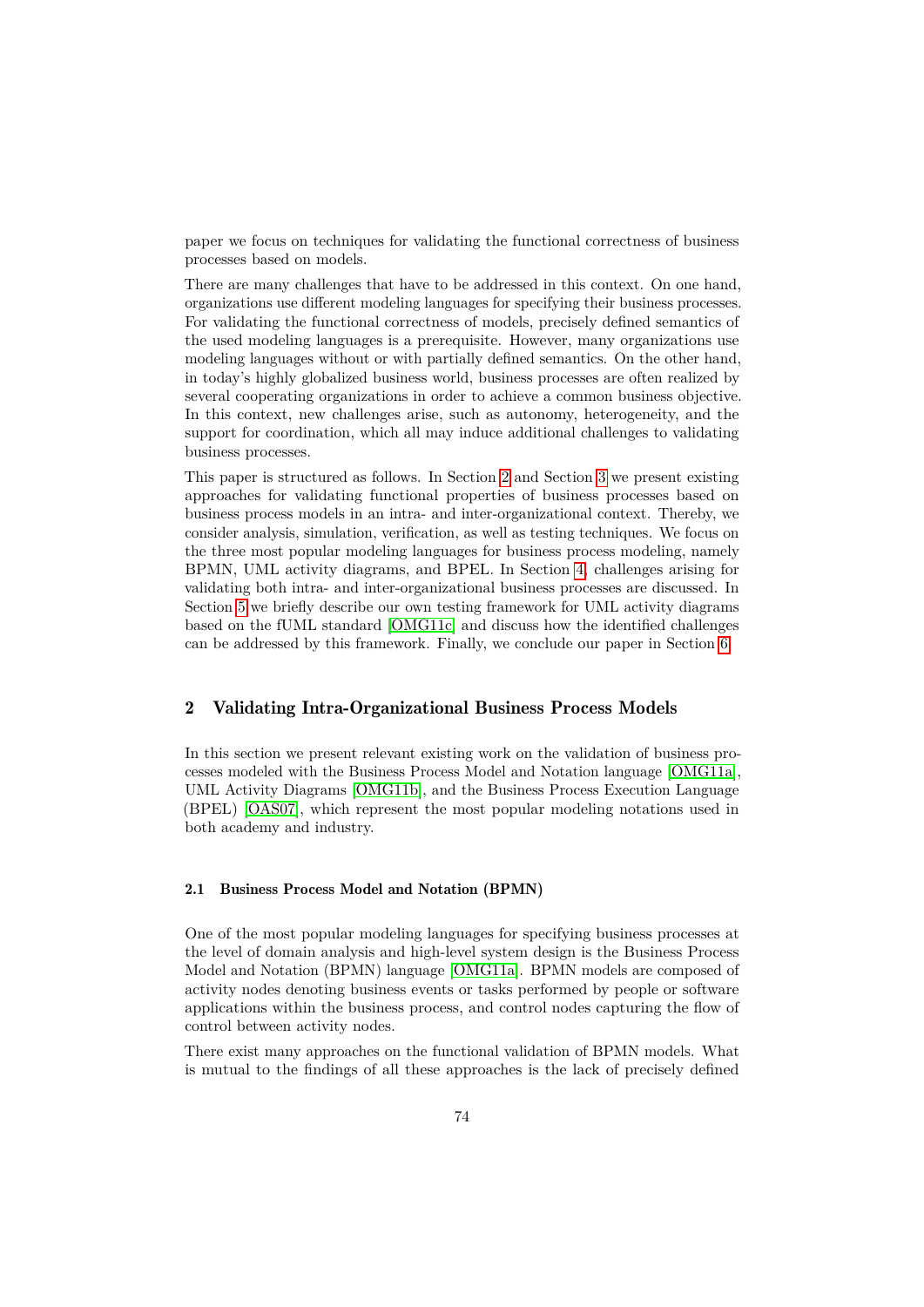paper we focus on techniques for validating the functional correctness of business processes based on models.

There are many challenges that have to be addressed in this context. On one hand, organizations use different modeling languages for specifying their business processes. For validating the functional correctness of models, precisely defined semantics of the used modeling languages is a prerequisite. However, many organizations use modeling languages without or with partially defined semantics. On the other hand, in today's highly globalized business world, business processes are often realized by several cooperating organizations in order to achieve a common business objective. In this context, new challenges arise, such as autonomy, heterogeneity, and the support for coordination, which all may induce additional challenges to validating business processes.

This paper is structured as follows. In Section 2 and Section 3 we present existing approaches for validating functional properties of business processes based on business process models in an intra- and inter-organizational context. Thereby, we consider analysis, simulation, verification, as well as testing techniques. We focus on the three most popular modeling languages for business process modeling, namely BPMN, UML activity diagrams, and BPEL. In Section 4, challenges arising for validating both intra- and inter-organizational business processes are discussed. In Section 5 we briefly describe our own testing framework for UML activity diagrams based on the fUML standard [OMG11c] and discuss how the identified challenges can be addressed by this framework. Finally, we conclude our paper in Section 6.

## 2 Validating Intra-Organizational Business Process Models

In this section we present relevant existing work on the validation of business processes modeled with the Business Process Model and Notation language [OMG11a], UML Activity Diagrams [OMG11b], and the Business Process Execution Language (BPEL) [OAS07], which represent the most popular modeling notations used in both academy and industry.

### 2.1 Business Process Model and Notation (BPMN)

One of the most popular modeling languages for specifying business processes at the level of domain analysis and high-level system design is the Business Process Model and Notation (BPMN) language [OMG11a]. BPMN models are composed of activity nodes denoting business events or tasks performed by people or software applications within the business process, and control nodes capturing the flow of control between activity nodes.

There exist many approaches on the functional validation of BPMN models. What is mutual to the findings of all these approaches is the lack of precisely defined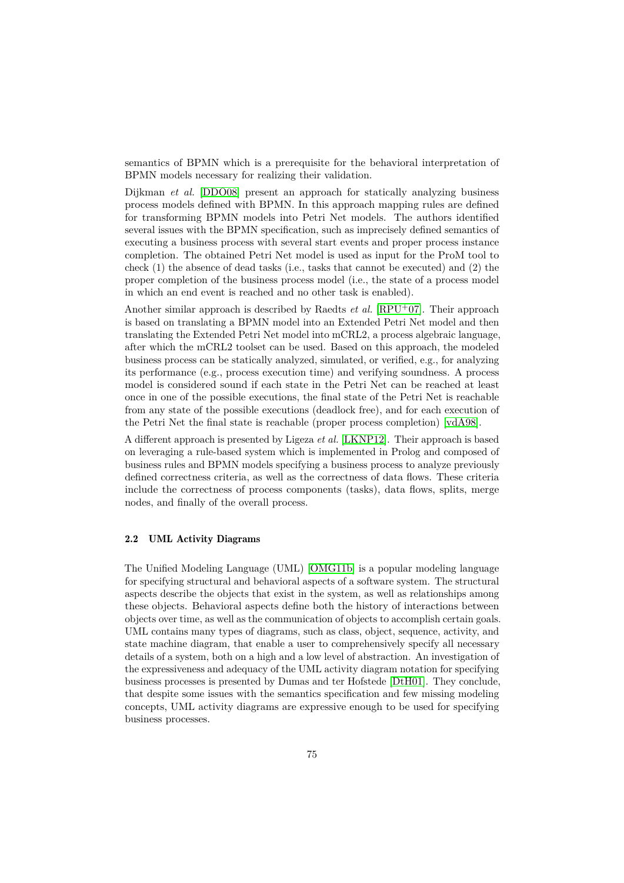semantics of BPMN which is a prerequisite for the behavioral interpretation of BPMN models necessary for realizing their validation.

Dijkman *et al.* [DDO08] present an approach for statically analyzing business process models defined with BPMN. In this approach mapping rules are defined for transforming BPMN models into Petri Net models. The authors identified several issues with the BPMN specification, such as imprecisely defined semantics of executing a business process with several start events and proper process instance completion. The obtained Petri Net model is used as input for the ProM tool to check (1) the absence of dead tasks (i.e., tasks that cannot be executed) and (2) the proper completion of the business process model (i.e., the state of a process model in which an end event is reached and no other task is enabled).

Another similar approach is described by Raedts *et al.* [RPU+07]. Their approach is based on translating a BPMN model into an Extended Petri Net model and then translating the Extended Petri Net model into mCRL2, a process algebraic language, after which the mCRL2 toolset can be used. Based on this approach, the modeled business process can be statically analyzed, simulated, or verified, e.g., for analyzing its performance (e.g., process execution time) and verifying soundness. A process model is considered sound if each state in the Petri Net can be reached at least once in one of the possible executions, the final state of the Petri Net is reachable from any state of the possible executions (deadlock free), and for each execution of the Petri Net the final state is reachable (proper process completion) [vdA98].

A different approach is presented by Ligeza *et al.* [LKNP12]. Their approach is based on leveraging a rule-based system which is implemented in Prolog and composed of business rules and BPMN models specifying a business process to analyze previously defined correctness criteria, as well as the correctness of data flows. These criteria include the correctness of process components (tasks), data flows, splits, merge nodes, and finally of the overall process.

### 2.2 UML Activity Diagrams

The Unified Modeling Language (UML) [OMG11b] is a popular modeling language for specifying structural and behavioral aspects of a software system. The structural aspects describe the objects that exist in the system, as well as relationships among these objects. Behavioral aspects define both the history of interactions between objects over time, as well as the communication of objects to accomplish certain goals. UML contains many types of diagrams, such as class, object, sequence, activity, and state machine diagram, that enable a user to comprehensively specify all necessary details of a system, both on a high and a low level of abstraction. An investigation of the expressiveness and adequacy of the UML activity diagram notation for specifying business processes is presented by Dumas and ter Hofstede [DtH01]. They conclude, that despite some issues with the semantics specification and few missing modeling concepts, UML activity diagrams are expressive enough to be used for specifying business processes.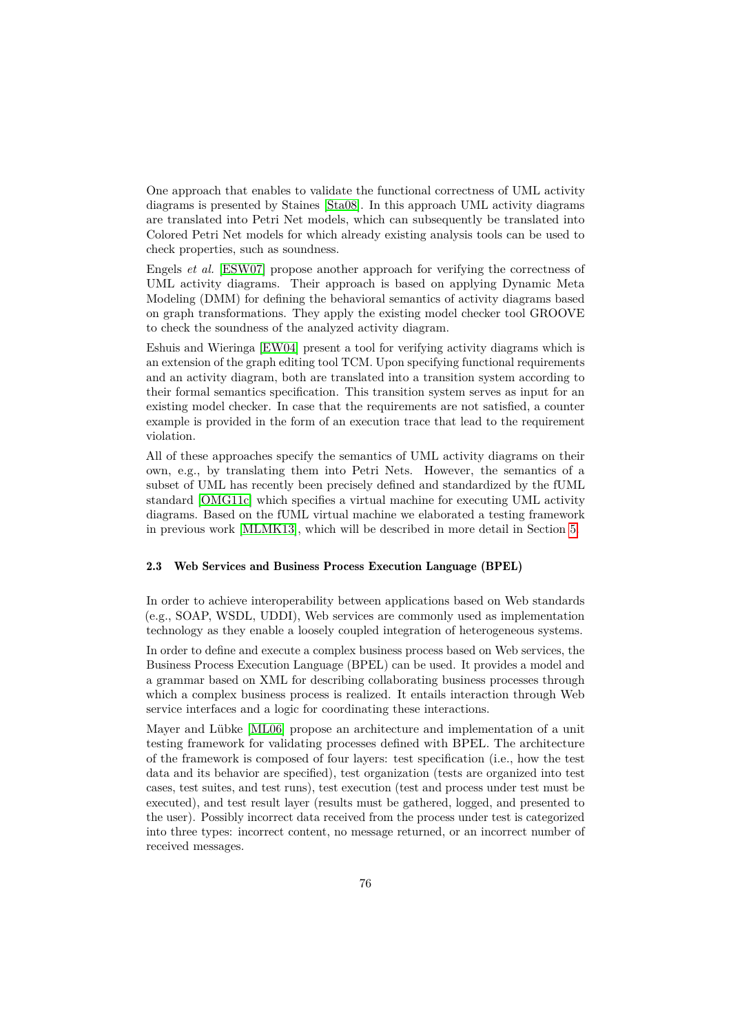One approach that enables to validate the functional correctness of UML activity diagrams is presented by Staines [Sta08]. In this approach UML activity diagrams are translated into Petri Net models, which can subsequently be translated into Colored Petri Net models for which already existing analysis tools can be used to check properties, such as soundness.

Engels *et al.* [ESW07] propose another approach for verifying the correctness of UML activity diagrams. Their approach is based on applying Dynamic Meta Modeling (DMM) for defining the behavioral semantics of activity diagrams based on graph transformations. They apply the existing model checker tool GROOVE to check the soundness of the analyzed activity diagram.

Eshuis and Wieringa [EW04] present a tool for verifying activity diagrams which is an extension of the graph editing tool TCM. Upon specifying functional requirements and an activity diagram, both are translated into a transition system according to their formal semantics specification. This transition system serves as input for an existing model checker. In case that the requirements are not satisfied, a counter example is provided in the form of an execution trace that lead to the requirement violation.

All of these approaches specify the semantics of UML activity diagrams on their own, e.g., by translating them into Petri Nets. However, the semantics of a subset of UML has recently been precisely defined and standardized by the fUML standard [OMG11c] which specifies a virtual machine for executing UML activity diagrams. Based on the fUML virtual machine we elaborated a testing framework in previous work [MLMK13], which will be described in more detail in Section 5.

### 2.3 Web Services and Business Process Execution Language (BPEL)

In order to achieve interoperability between applications based on Web standards (e.g., SOAP, WSDL, UDDI), Web services are commonly used as implementation technology as they enable a loosely coupled integration of heterogeneous systems.

In order to define and execute a complex business process based on Web services, the Business Process Execution Language (BPEL) can be used. It provides a model and a grammar based on XML for describing collaborating business processes through which a complex business process is realized. It entails interaction through Web service interfaces and a logic for coordinating these interactions.

Mayer and Lübke [ML06] propose an architecture and implementation of a unit testing framework for validating processes defined with BPEL. The architecture of the framework is composed of four layers: test specification (i.e., how the test data and its behavior are specified), test organization (tests are organized into test cases, test suites, and test runs), test execution (test and process under test must be executed), and test result layer (results must be gathered, logged, and presented to the user). Possibly incorrect data received from the process under test is categorized into three types: incorrect content, no message returned, or an incorrect number of received messages.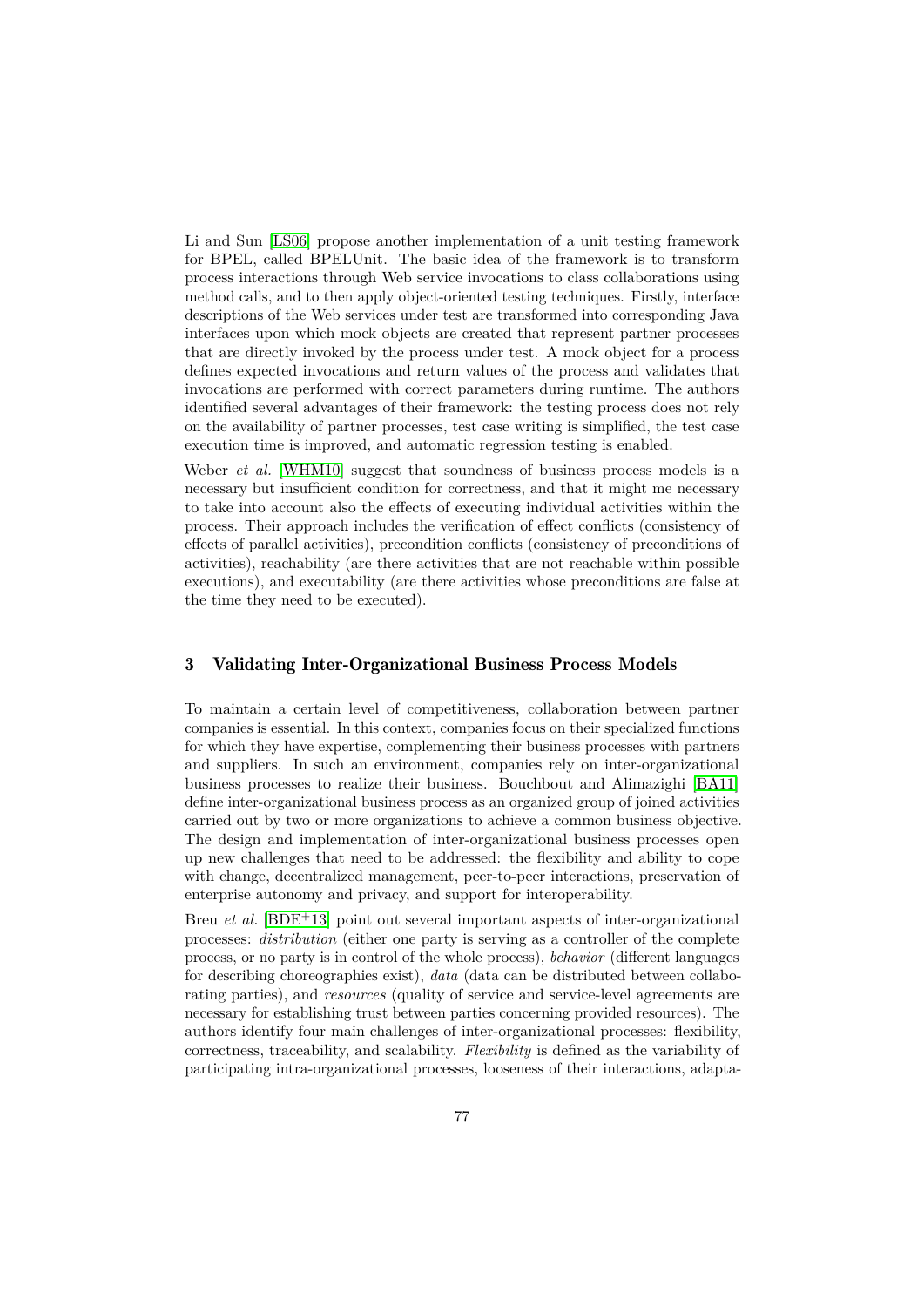Li and Sun [LS06] propose another implementation of a unit testing framework for BPEL, called BPELUnit. The basic idea of the framework is to transform process interactions through Web service invocations to class collaborations using method calls, and to then apply object-oriented testing techniques. Firstly, interface descriptions of the Web services under test are transformed into corresponding Java interfaces upon which mock objects are created that represent partner processes that are directly invoked by the process under test. A mock object for a process defines expected invocations and return values of the process and validates that invocations are performed with correct parameters during runtime. The authors identified several advantages of their framework: the testing process does not rely on the availability of partner processes, test case writing is simplified, the test case execution time is improved, and automatic regression testing is enabled.

Weber *et al.* [WHM10] suggest that soundness of business process models is a necessary but insufficient condition for correctness, and that it might me necessary to take into account also the effects of executing individual activities within the process. Their approach includes the verification of effect conflicts (consistency of effects of parallel activities), precondition conflicts (consistency of preconditions of activities), reachability (are there activities that are not reachable within possible executions), and executability (are there activities whose preconditions are false at the time they need to be executed).

## 3 Validating Inter-Organizational Business Process Models

To maintain a certain level of competitiveness, collaboration between partner companies is essential. In this context, companies focus on their specialized functions for which they have expertise, complementing their business processes with partners and suppliers. In such an environment, companies rely on inter-organizational business processes to realize their business. Bouchbout and Alimazighi [BA11] define inter-organizational business process as an organized group of joined activities carried out by two or more organizations to achieve a common business objective. The design and implementation of inter-organizational business processes open up new challenges that need to be addressed: the flexibility and ability to cope with change, decentralized management, peer-to-peer interactions, preservation of enterprise autonomy and privacy, and support for interoperability.

Breu *et al.* [BDE+13] point out several important aspects of inter-organizational processes: *distribution* (either one party is serving as a controller of the complete process, or no party is in control of the whole process), *behavior* (different languages for describing choreographies exist), *data* (data can be distributed between collaborating parties), and *resources* (quality of service and service-level agreements are necessary for establishing trust between parties concerning provided resources). The authors identify four main challenges of inter-organizational processes: flexibility, correctness, traceability, and scalability. *Flexibility* is defined as the variability of participating intra-organizational processes, looseness of their interactions, adapta-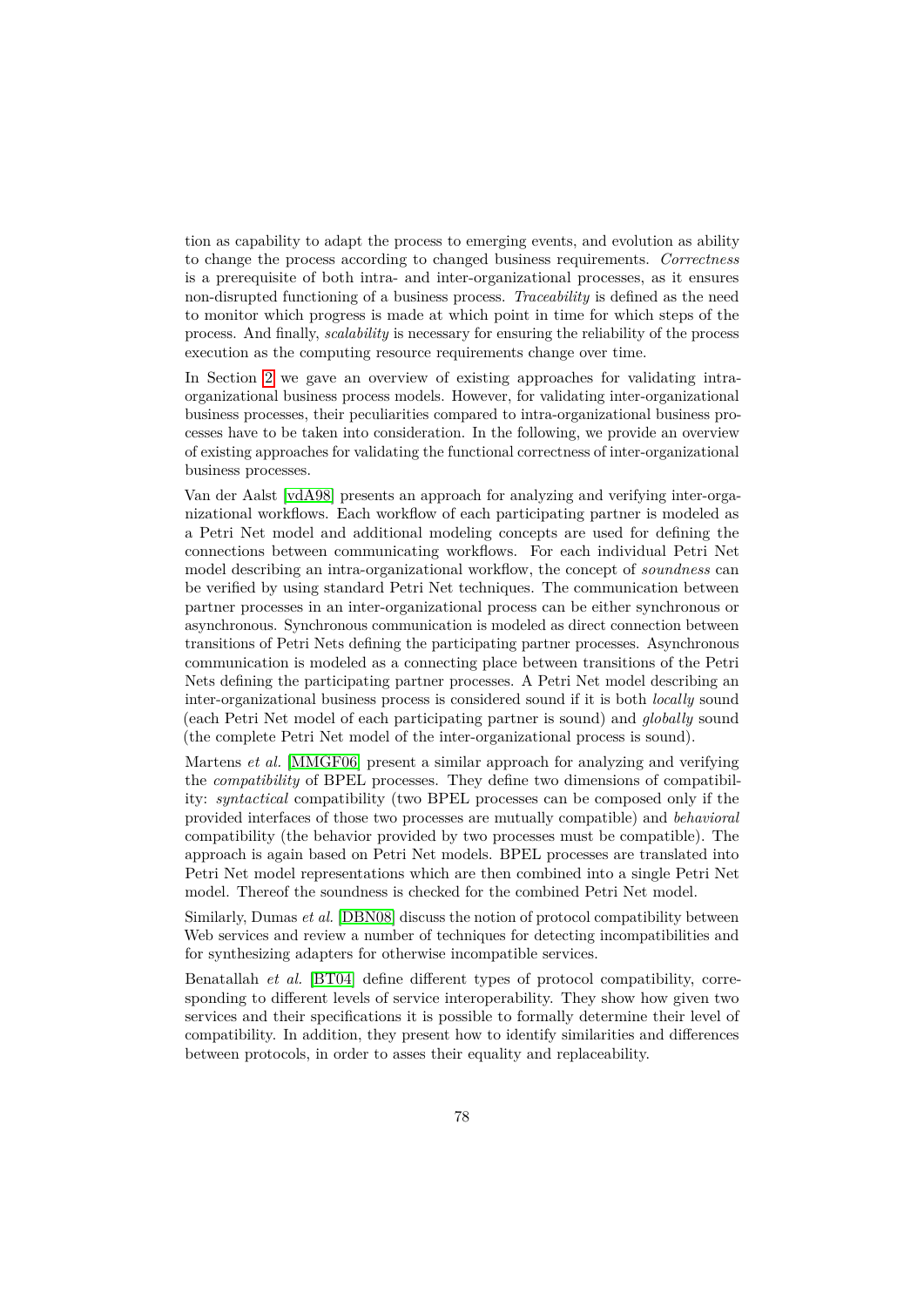tion as capability to adapt the process to emerging events, and evolution as ability to change the process according to changed business requirements. *Correctness* is a prerequisite of both intra- and inter-organizational processes, as it ensures non-disrupted functioning of a business process. *Traceability* is defined as the need to monitor which progress is made at which point in time for which steps of the process. And finally, *scalability* is necessary for ensuring the reliability of the process execution as the computing resource requirements change over time.

In Section 2 we gave an overview of existing approaches for validating intra-organizational business process models. However, for validating inter-organizational business processes, their peculiarities compared to intra-organizational business processes have to be taken into consideration. In the following, we provide an overview of existing approaches for validating the functional correctness of inter-organizational business processes.

Van der Aalst [vdA98] presents an approach for analyzing and verifying inter-organizational workflows. Each workflow of each participating partner is modeled as a Petri Net model and additional modeling concepts are used for defining the connections between communicating workflows. For each individual Petri Net model describing an intra-organizational workflow, the concept of *soundness* can be verified by using standard Petri Net techniques. The communication between partner processes in an inter-organizational process can be either synchronous or asynchronous. Synchronous communication is modeled as direct connection between transitions of Petri Nets defining the participating partner processes. Asynchronous communication is modeled as a connecting place between transitions of the Petri Nets defining the participating partner processes. A Petri Net model describing an inter-organizational business process is considered sound if it is both *locally* sound (each Petri Net model of each participating partner is sound) and *globally* sound (the complete Petri Net model of the inter-organizational process is sound).

Martens *et al.* [MMGF06] present a similar approach for analyzing and verifying the *compatibility* of BPEL processes. They define two dimensions of compatibility: *syntactical* compatibility (two BPEL processes can be composed only if the provided interfaces of those two processes are mutually compatible) and *behavioral* compatibility (the behavior provided by two processes must be compatible). The approach is again based on Petri Net models. BPEL processes are translated into Petri Net model representations which are then combined into a single Petri Net model. Thereof the soundness is checked for the combined Petri Net model.

Similarly, Dumas *et al.* [DBN08] discuss the notion of protocol compatibility between Web services and review a number of techniques for detecting incompatibilities and for synthesizing adapters for otherwise incompatible services.

Benatallah *et al.* [BT04] define different types of protocol compatibility, corresponding to different levels of service interoperability. They show how given two services and their specifications it is possible to formally determine their level of compatibility. In addition, they present how to identify similarities and differences between protocols, in order to asses their equality and replaceability.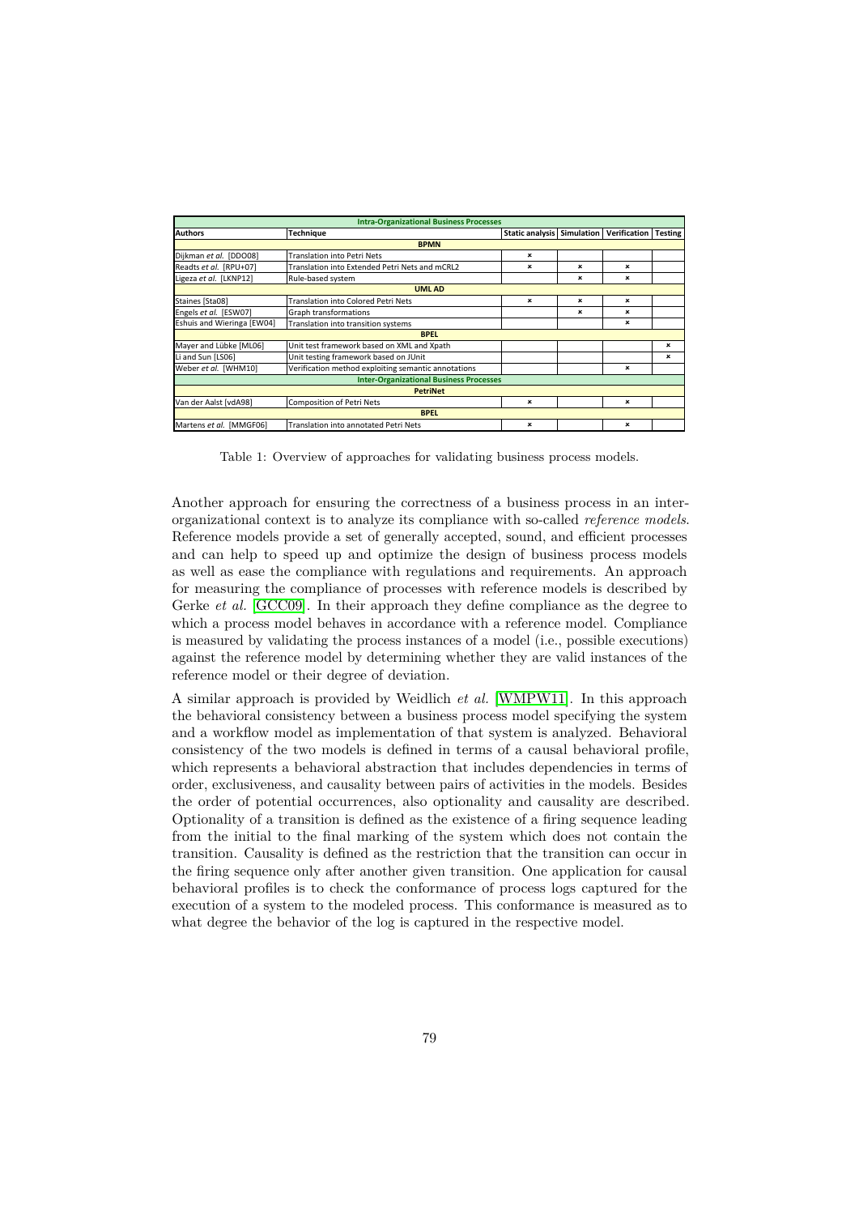| Intra-Organizational Business Processes | | | | | |
|---|---|---|---|---|---|
| **Authors** | **Technique** | **Static analysis** | **Simulation** | **Verification** | **Testing** |
| **BPMN** | | | | | |
| Dijkman *et al.* [DDO08] | Translation into Petri Nets | × | | | |
| Readts *et al.* [RPU+07] | Translation into Extended Petri Nets and mCRL2 | × | × | × | |
| Ligeza *et al.* [LKNP12] | Rule-based system | | × | × | |
| **UML AD** | | | | | |
| Staines [Sta08] | Translation into Colored Petri Nets | × | × | × | |
| Engels *et al.* [ESW07] | Graph transformations | | × | × | |
| Eshuis and Wieringa [EW04] | Translation into transition systems | | | × | |
| **BPEL** | | | | | |
| Mayer and Lübke [ML06] | Unit test framework based on XML and Xpath | | | | × |
| Li and Sun [LS06] | Unit testing framework based on JUnit | | | | × |
| Weber *et al.* [WHM10] | Verification method exploiting semantic annotations | | | × | |
| **Inter-Organizational Business Processes** | | | | | |
| **PetriNet** | | | | | |
| Van der Aalst [vdA98] | Composition of Petri Nets | × | | × | |
| **BPEL** | | | | | |
| Martens *et al.* [MMGF06] | Translation into annotated Petri Nets | × | | × | |

Table 1: Overview of approaches for validating business process models.

Another approach for ensuring the correctness of a business process in an inter-organizational context is to analyze its compliance with so-called *reference models*. Reference models provide a set of generally accepted, sound, and efficient processes and can help to speed up and optimize the design of business process models as well as ease the compliance with regulations and requirements. An approach for measuring the compliance of processes with reference models is described by Gerke *et al.* [GCC09]. In their approach they define compliance as the degree to which a process model behaves in accordance with a reference model. Compliance is measured by validating the process instances of a model (i.e., possible executions) against the reference model by determining whether they are valid instances of the reference model or their degree of deviation.

A similar approach is provided by Weidlich *et al.* [WMPW11]. In this approach the behavioral consistency between a business process model specifying the system and a workflow model as implementation of that system is analyzed. Behavioral consistency of the two models is defined in terms of a causal behavioral profile, which represents a behavioral abstraction that includes dependencies in terms of order, exclusiveness, and causality between pairs of activities in the models. Besides the order of potential occurrences, also optionality and causality are described. Optionality of a transition is defined as the existence of a firing sequence leading from the initial to the final marking of the system which does not contain the transition. Causality is defined as the restriction that the transition can occur in the firing sequence only after another given transition. One application for causal behavioral profiles is to check the conformance of process logs captured for the execution of a system to the modeled process. This conformance is measured as to what degree the behavior of the log is captured in the respective model.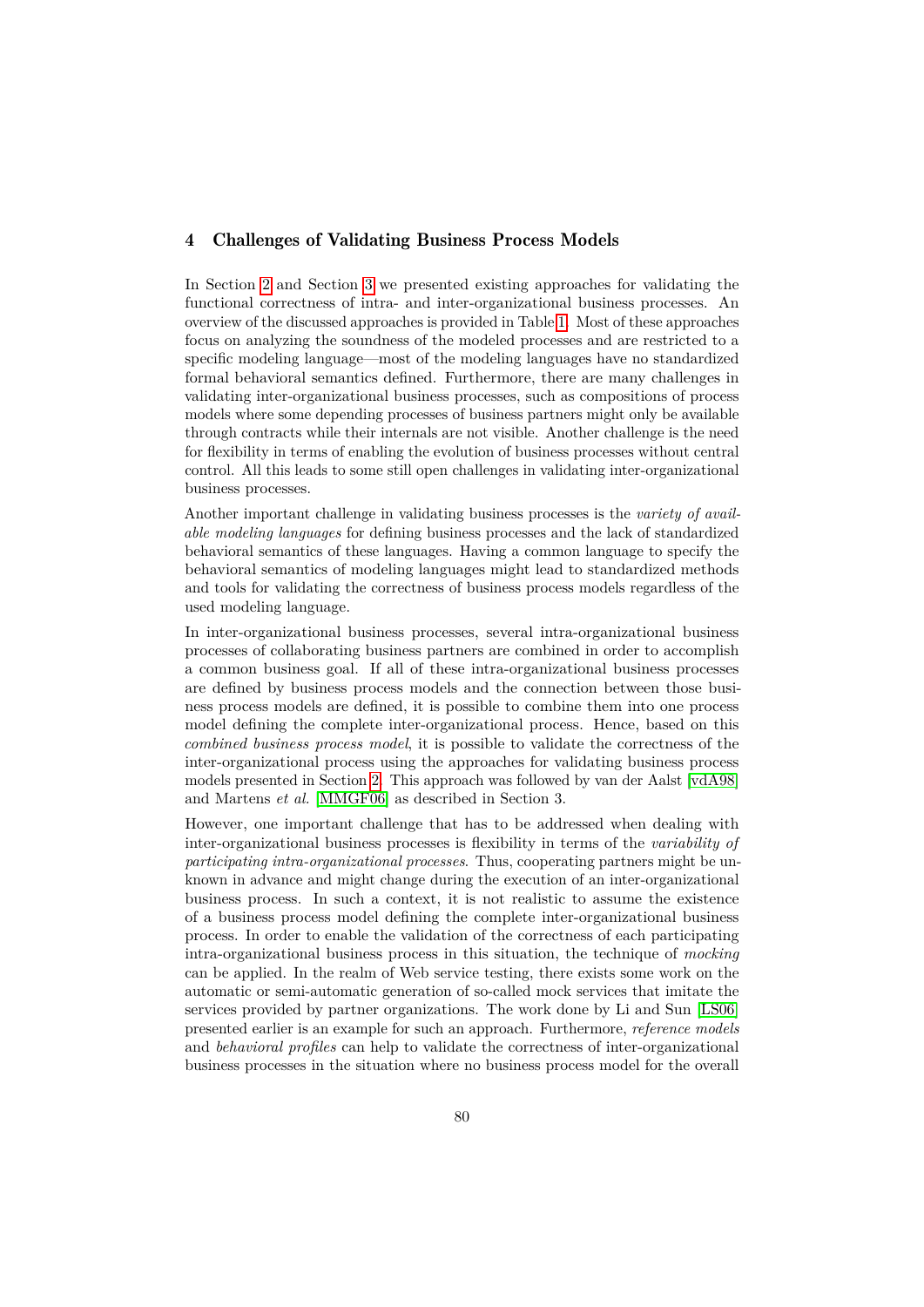## 4 Challenges of Validating Business Process Models

In Section 2 and Section 3 we presented existing approaches for validating the functional correctness of intra- and inter-organizational business processes. An overview of the discussed approaches is provided in Table 1. Most of these approaches focus on analyzing the soundness of the modeled processes and are restricted to a specific modeling language—most of the modeling languages have no standardized formal behavioral semantics defined. Furthermore, there are many challenges in validating inter-organizational business processes, such as compositions of process models where some depending processes of business partners might only be available through contracts while their internals are not visible. Another challenge is the need for flexibility in terms of enabling the evolution of business processes without central control. All this leads to some still open challenges in validating inter-organizational business processes.

Another important challenge in validating business processes is the *variety of available modeling languages* for defining business processes and the lack of standardized behavioral semantics of these languages. Having a common language to specify the behavioral semantics of modeling languages might lead to standardized methods and tools for validating the correctness of business process models regardless of the used modeling language.

In inter-organizational business processes, several intra-organizational business processes of collaborating business partners are combined in order to accomplish a common business goal. If all of these intra-organizational business processes are defined by business process models and the connection between those business process models are defined, it is possible to combine them into one process model defining the complete inter-organizational process. Hence, based on this *combined business process model*, it is possible to validate the correctness of the inter-organizational process using the approaches for validating business process models presented in Section 2. This approach was followed by van der Aalst [vdA98] and Martens *et al.* [MMGF06] as described in Section 3.

However, one important challenge that has to be addressed when dealing with inter-organizational business processes is flexibility in terms of the *variability of participating intra-organizational processes*. Thus, cooperating partners might be unknown in advance and might change during the execution of an inter-organizational business process. In such a context, it is not realistic to assume the existence of a business process model defining the complete inter-organizational business process. In order to enable the validation of the correctness of each participating intra-organizational business process in this situation, the technique of *mocking* can be applied. In the realm of Web service testing, there exists some work on the automatic or semi-automatic generation of so-called mock services that imitate the services provided by partner organizations. The work done by Li and Sun [LS06] presented earlier is an example for such an approach. Furthermore, *reference models* and *behavioral profiles* can help to validate the correctness of inter-organizational business processes in the situation where no business process model for the overall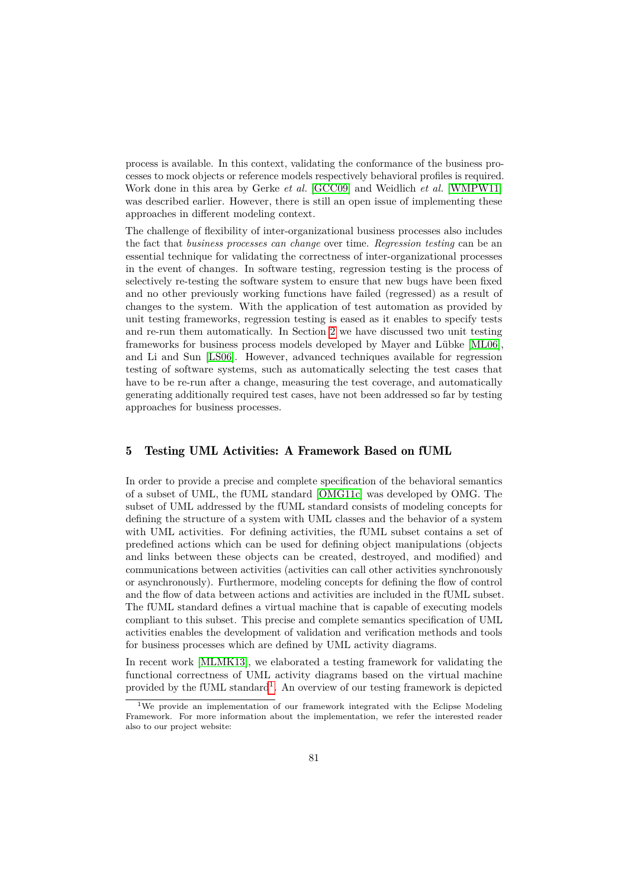process is available. In this context, validating the conformance of the business processes to mock objects or reference models respectively behavioral profiles is required. Work done in this area by Gerke *et al.* [GCC09] and Weidlich *et al.* [WMPW11] was described earlier. However, there is still an open issue of implementing these approaches in different modeling context.

The challenge of flexibility of inter-organizational business processes also includes the fact that *business processes can change* over time. *Regression testing* can be an essential technique for validating the correctness of inter-organizational processes in the event of changes. In software testing, regression testing is the process of selectively re-testing the software system to ensure that new bugs have been fixed and no other previously working functions have failed (regressed) as a result of changes to the system. With the application of test automation as provided by unit testing frameworks, regression testing is eased as it enables to specify tests and re-run them automatically. In Section 2 we have discussed two unit testing frameworks for business process models developed by Mayer and Lübke [ML06], and Li and Sun [LS06]. However, advanced techniques available for regression testing of software systems, such as automatically selecting the test cases that have to be re-run after a change, measuring the test coverage, and automatically generating additionally required test cases, have not been addressed so far by testing approaches for business processes.

## 5 Testing UML Activities: A Framework Based on fUML

In order to provide a precise and complete specification of the behavioral semantics of a subset of UML, the fUML standard [OMG11c] was developed by OMG. The subset of UML addressed by the fUML standard consists of modeling concepts for defining the structure of a system with UML classes and the behavior of a system with UML activities. For defining activities, the fUML subset contains a set of predefined actions which can be used for defining object manipulations (objects and links between these objects can be created, destroyed, and modified) and communications between activities (activities can call other activities synchronously or asynchronously). Furthermore, modeling concepts for defining the flow of control and the flow of data between actions and activities are included in the fUML subset. The fUML standard defines a virtual machine that is capable of executing models compliant to this subset. This precise and complete semantics specification of UML activities enables the development of validation and verification methods and tools for business processes which are defined by UML activity diagrams.

In recent work [MLMK13], we elaborated a testing framework for validating the functional correctness of UML activity diagrams based on the virtual machine provided by the fUML standard[1]. An overview of our testing framework is depicted

[1] We provide an implementation of our framework integrated with the Eclipse Modeling Framework. For more information about the implementation, we refer the interested reader also to our project website: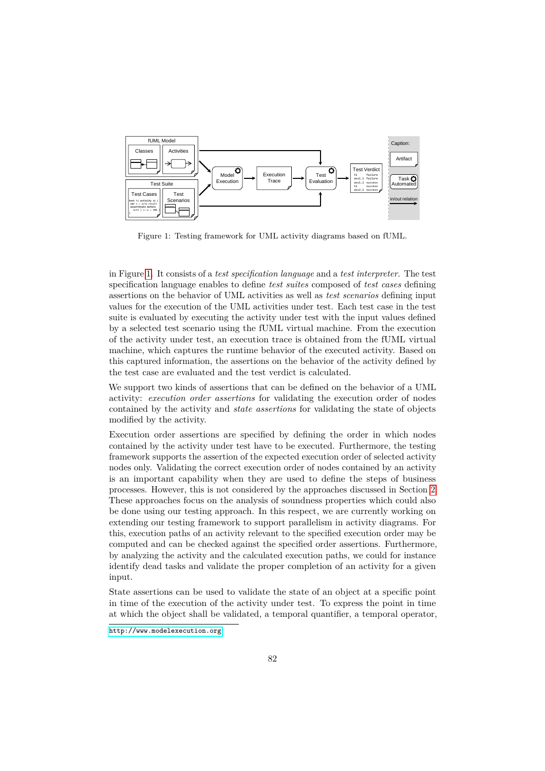Figure 1: Testing framework for UML activity diagrams based on fUML.

in Figure 1. It consists of a *test specification language* and a *test interpreter*. The test specification language enables to define *test suites* composed of *test cases* defining assertions on the behavior of UML activities as well as *test scenarios* defining input values for the execution of the UML activities under test. Each test case in the test suite is evaluated by executing the activity under test with the input values defined by a selected test scenario using the fUML virtual machine. From the execution of the activity under test, an execution trace is obtained from the fUML virtual machine, which captures the runtime behavior of the executed activity. Based on this captured information, the assertions on the behavior of the activity defined by the test case are evaluated and the test verdict is calculated.

We support two kinds of assertions that can be defined on the behavior of a UML activity: *execution order assertions* for validating the execution order of nodes contained by the activity and *state assertions* for validating the state of objects modified by the activity.

Execution order assertions are specified by defining the order in which nodes contained by the activity under test have to be executed. Furthermore, the testing framework supports the assertion of the expected execution order of selected activity nodes only. Validating the correct execution order of nodes contained by an activity is an important capability when they are used to define the steps of business processes. However, this is not considered by the approaches discussed in Section 2. These approaches focus on the analysis of soundness properties which could also be done using our testing approach. In this respect, we are currently working on extending our testing framework to support parallelism in activity diagrams. For this, execution paths of an activity relevant to the specified execution order may be computed and can be checked against the specified order assertions. Furthermore, by analyzing the activity and the calculated execution paths, we could for instance identify dead tasks and validate the proper completion of an activity for a given input.

State assertions can be used to validate the state of an object at a specific point in time of the execution of the activity under test. To express the point in time at which the object shall be validated, a temporal quantifier, a temporal operator,

http://www.modelexecution.org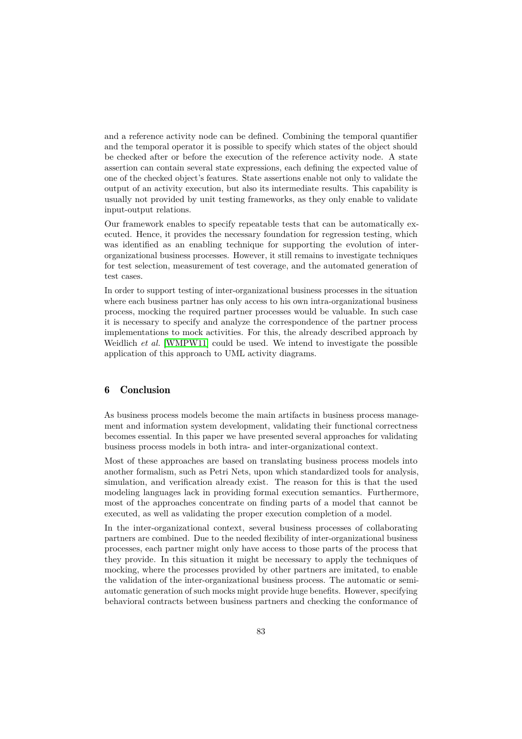and a reference activity node can be defined. Combining the temporal quantifier and the temporal operator it is possible to specify which states of the object should be checked after or before the execution of the reference activity node. A state assertion can contain several state expressions, each defining the expected value of one of the checked object's features. State assertions enable not only to validate the output of an activity execution, but also its intermediate results. This capability is usually not provided by unit testing frameworks, as they only enable to validate input-output relations.

Our framework enables to specify repeatable tests that can be automatically executed. Hence, it provides the necessary foundation for regression testing, which was identified as an enabling technique for supporting the evolution of inter-organizational business processes. However, it still remains to investigate techniques for test selection, measurement of test coverage, and the automated generation of test cases.

In order to support testing of inter-organizational business processes in the situation where each business partner has only access to his own intra-organizational business process, mocking the required partner processes would be valuable. In such case it is necessary to specify and analyze the correspondence of the partner process implementations to mock activities. For this, the already described approach by Weidlich *et al.* [WMPW11] could be used. We intend to investigate the possible application of this approach to UML activity diagrams.

## 6 Conclusion

As business process models become the main artifacts in business process management and information system development, validating their functional correctness becomes essential. In this paper we have presented several approaches for validating business process models in both intra- and inter-organizational context.

Most of these approaches are based on translating business process models into another formalism, such as Petri Nets, upon which standardized tools for analysis, simulation, and verification already exist. The reason for this is that the used modeling languages lack in providing formal execution semantics. Furthermore, most of the approaches concentrate on finding parts of a model that cannot be executed, as well as validating the proper execution completion of a model.

In the inter-organizational context, several business processes of collaborating partners are combined. Due to the needed flexibility of inter-organizational business processes, each partner might only have access to those parts of the process that they provide. In this situation it might be necessary to apply the techniques of mocking, where the processes provided by other partners are imitated, to enable the validation of the inter-organizational business process. The automatic or semi-automatic generation of such mocks might provide huge benefits. However, specifying behavioral contracts between business partners and checking the conformance of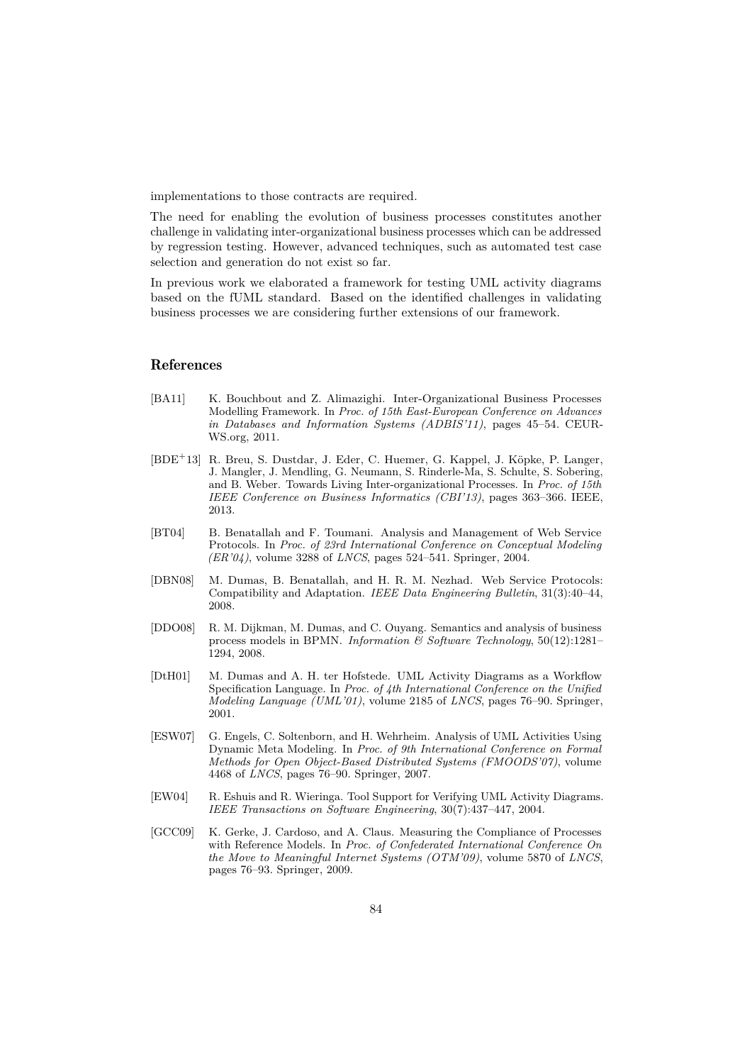implementations to those contracts are required.

The need for enabling the evolution of business processes constitutes another challenge in validating inter-organizational business processes which can be addressed by regression testing. However, advanced techniques, such as automated test case selection and generation do not exist so far.

In previous work we elaborated a framework for testing UML activity diagrams based on the fUML standard. Based on the identified challenges in validating business processes we are considering further extensions of our framework.

## References

[BA11] K. Bouchbout and Z. Alimazighi. Inter-Organizational Business Processes Modelling Framework. In *Proc. of 15th East-European Conference on Advances in Databases and Information Systems (ADBIS'11)*, pages 45–54. CEUR-WS.org, 2011.

[BDE+13] R. Breu, S. Dustdar, J. Eder, C. Huemer, G. Kappel, J. Köpke, P. Langer, J. Mangler, J. Mendling, G. Neumann, S. Rinderle-Ma, S. Schulte, S. Sobering, and B. Weber. Towards Living Inter-organizational Processes. In *Proc. of 15th IEEE Conference on Business Informatics (CBI'13)*, pages 363–366. IEEE, 2013.

[BT04] B. Benatallah and F. Toumani. Analysis and Management of Web Service Protocols. In *Proc. of 23rd International Conference on Conceptual Modeling (ER'04)*, volume 3288 of *LNCS*, pages 524–541. Springer, 2004.

[DBN08] M. Dumas, B. Benatallah, and H. R. M. Nezhad. Web Service Protocols: Compatibility and Adaptation. *IEEE Data Engineering Bulletin*, 31(3):40–44, 2008.

[DDO08] R. M. Dijkman, M. Dumas, and C. Ouyang. Semantics and analysis of business process models in BPMN. *Information & Software Technology*, 50(12):1281–1294, 2008.

[DtH01] M. Dumas and A. H. ter Hofstede. UML Activity Diagrams as a Workflow Specification Language. In *Proc. of 4th International Conference on the Unified Modeling Language (UML'01)*, volume 2185 of *LNCS*, pages 76–90. Springer, 2001.

[ESW07] G. Engels, C. Soltenborn, and H. Wehrheim. Analysis of UML Activities Using Dynamic Meta Modeling. In *Proc. of 9th International Conference on Formal Methods for Open Object-Based Distributed Systems (FMOODS'07)*, volume 4468 of *LNCS*, pages 76–90. Springer, 2007.

[EW04] R. Eshuis and R. Wieringa. Tool Support for Verifying UML Activity Diagrams. *IEEE Transactions on Software Engineering*, 30(7):437–447, 2004.

[GCC09] K. Gerke, J. Cardoso, and A. Claus. Measuring the Compliance of Processes with Reference Models. In *Proc. of Confederated International Conference On the Move to Meaningful Internet Systems (OTM'09)*, volume 5870 of *LNCS*, pages 76–93. Springer, 2009.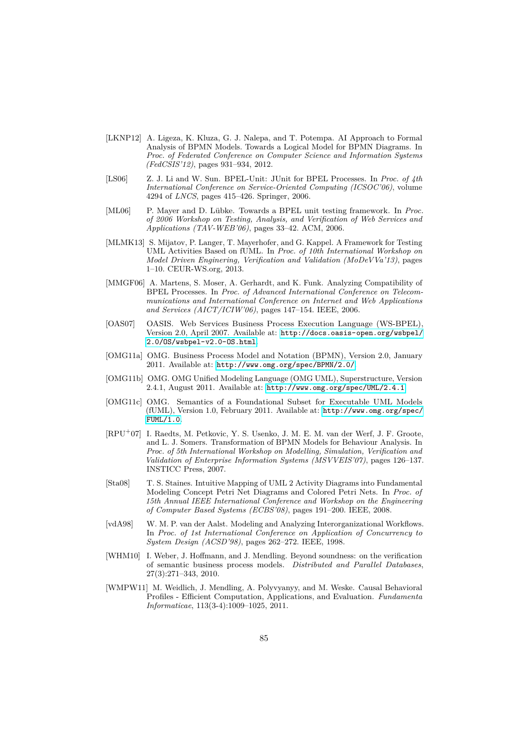[LKNP12] A. Ligeza, K. Kluza, G. J. Nalepa, and T. Potempa. AI Approach to Formal Analysis of BPMN Models. Towards a Logical Model for BPMN Diagrams. In *Proc. of Federated Conference on Computer Science and Information Systems (FedCSIS'12)*, pages 931–934, 2012.

[LS06] Z. J. Li and W. Sun. BPEL-Unit: JUnit for BPEL Processes. In *Proc. of 4th International Conference on Service-Oriented Computing (ICSOC'06)*, volume 4294 of *LNCS*, pages 415–426. Springer, 2006.

[ML06] P. Mayer and D. Lübke. Towards a BPEL unit testing framework. In *Proc. of 2006 Workshop on Testing, Analysis, and Verification of Web Services and Applications (TAV-WEB'06)*, pages 33–42. ACM, 2006.

[MLMK13] S. Mijatov, P. Langer, T. Mayerhofer, and G. Kappel. A Framework for Testing UML Activities Based on fUML. In *Proc. of 10th International Workshop on Model Driven Enginering, Verification and Validation (MoDeVVa'13)*, pages 1–10. CEUR-WS.org, 2013.

[MMGF06] A. Martens, S. Moser, A. Gerhardt, and K. Funk. Analyzing Compatibility of BPEL Processes. In *Proc. of Advanced International Conference on Telecommunications and International Conference on Internet and Web Applications and Services (AICT/ICIW'06)*, pages 147–154. IEEE, 2006.

[OAS07] OASIS. Web Services Business Process Execution Language (WS-BPEL), Version 2.0, April 2007. Available at: `http://docs.oasis-open.org/wsbpel/2.0/OS/wsbpel-v2.0-OS.html`.

[OMG11a] OMG. Business Process Model and Notation (BPMN), Version 2.0, January 2011. Available at: `http://www.omg.org/spec/BPMN/2.0/`.

[OMG11b] OMG. OMG Unified Modeling Language (OMG UML), Superstructure, Version 2.4.1, August 2011. Available at: `http://www.omg.org/spec/UML/2.4.1`.

[OMG11c] OMG. Semantics of a Foundational Subset for Executable UML Models (fUML), Version 1.0, February 2011. Available at: `http://www.omg.org/spec/FUML/1.0`.

[RPU+07] I. Raedts, M. Petkovic, Y. S. Usenko, J. M. E. M. van der Werf, J. F. Groote, and L. J. Somers. Transformation of BPMN Models for Behaviour Analysis. In *Proc. of 5th International Workshop on Modelling, Simulation, Verification and Validation of Enterprise Information Systems (MSVVEIS'07)*, pages 126–137. INSTICC Press, 2007.

[Sta08] T. S. Staines. Intuitive Mapping of UML 2 Activity Diagrams into Fundamental Modeling Concept Petri Net Diagrams and Colored Petri Nets. In *Proc. of 15th Annual IEEE International Conference and Workshop on the Engineering of Computer Based Systems (ECBS'08)*, pages 191–200. IEEE, 2008.

[vdA98] W. M. P. van der Aalst. Modeling and Analyzing Interorganizational Workflows. In *Proc. of 1st International Conference on Application of Concurrency to System Design (ACSD'98)*, pages 262–272. IEEE, 1998.

[WHM10] I. Weber, J. Hoffmann, and J. Mendling. Beyond soundness: on the verification of semantic business process models. *Distributed and Parallel Databases*, 27(3):271–343, 2010.

[WMPW11] M. Weidlich, J. Mendling, A. Polyvyanyy, and M. Weske. Causal Behavioral Profiles - Efficient Computation, Applications, and Evaluation. *Fundamenta Informaticae*, 113(3-4):1009–1025, 2011.